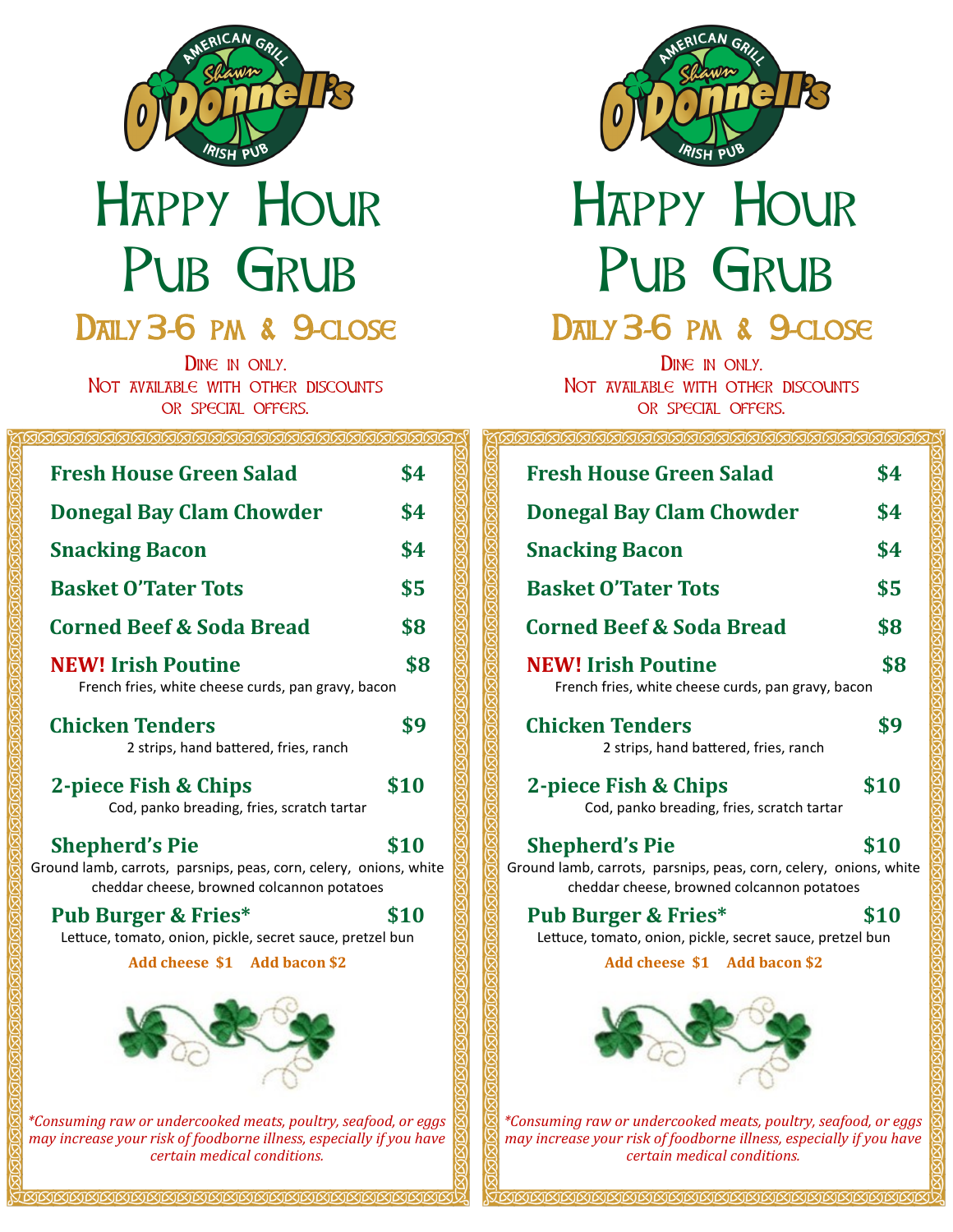# Happy Hour Pub Grub

## Daily 3-6 pm & 9-close

Dine in only.
Not available with other discounts or special offers.

| | |
|---|---|
| **Fresh House Green Salad** | **$4** |
| **Donegal Bay Clam Chowder** | **$4** |
| **Snacking Bacon** | **$4** |
| **Basket O'Tater Tots** | **$5** |
| **Corned Beef & Soda Bread** | **$8** |
| **NEW! Irish Poutine** | **$8** |
| French fries, white cheese curds, pan gravy, bacon | |
| **Chicken Tenders** | **$9** |
| 2 strips, hand battered, fries, ranch | |
| **2-piece Fish & Chips** | **$10** |
| Cod, panko breading, fries, scratch tartar | |
| **Shepherd's Pie** | **$10** |
| Ground lamb, carrots, parsnips, peas, corn, celery, onions, white cheddar cheese, browned colcannon potatoes | |
| **Pub Burger & Fries*** | **$10** |
| Lettuce, tomato, onion, pickle, secret sauce, pretzel bun | |

**Add cheese $1 Add bacon $2**

*\*Consuming raw or undercooked meats, poultry, seafood, or eggs may increase your risk of foodborne illness, especially if you have certain medical conditions.*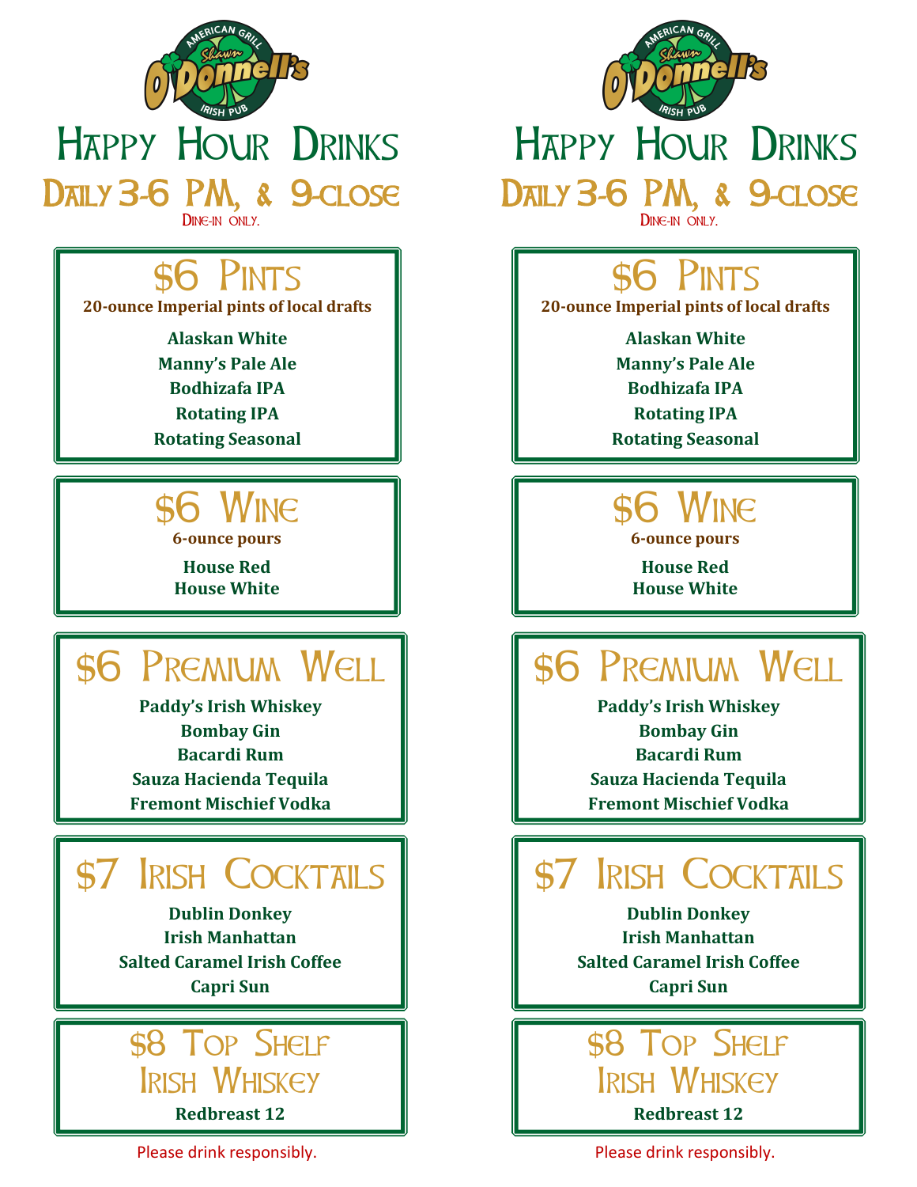# Happy Hour Drinks

## Daily 3-6 PM, & 9-close

Dine-in only.

### $6 Pints

**20-ounce Imperial pints of local drafts**

**Alaskan White**
**Manny's Pale Ale**
**Bodhizafa IPA**
**Rotating IPA**
**Rotating Seasonal**

### $6 Wine

**6-ounce pours**

**House Red**
**House White**

### $6 Premium Well

**Paddy's Irish Whiskey**
**Bombay Gin**
**Bacardi Rum**
**Sauza Hacienda Tequila**
**Fremont Mischief Vodka**

### $7 Irish Cocktails

**Dublin Donkey**
**Irish Manhattan**
**Salted Caramel Irish Coffee**
**Capri Sun**

### $8 Top Shelf Irish Whiskey

**Redbreast 12**

Please drink responsibly.

# Happy Hour Drinks

## Daily 3-6 PM, & 9-close

Dine-in only.

### $6 Pints

**20-ounce Imperial pints of local drafts**

**Alaskan White**
**Manny's Pale Ale**
**Bodhizafa IPA**
**Rotating IPA**
**Rotating Seasonal**

### $6 Wine

**6-ounce pours**

**House Red**
**House White**

### $6 Premium Well

**Paddy's Irish Whiskey**
**Bombay Gin**
**Bacardi Rum**
**Sauza Hacienda Tequila**
**Fremont Mischief Vodka**

### $7 Irish Cocktails

**Dublin Donkey**
**Irish Manhattan**
**Salted Caramel Irish Coffee**
**Capri Sun**

### $8 Top Shelf Irish Whiskey

**Redbreast 12**

Please drink responsibly.